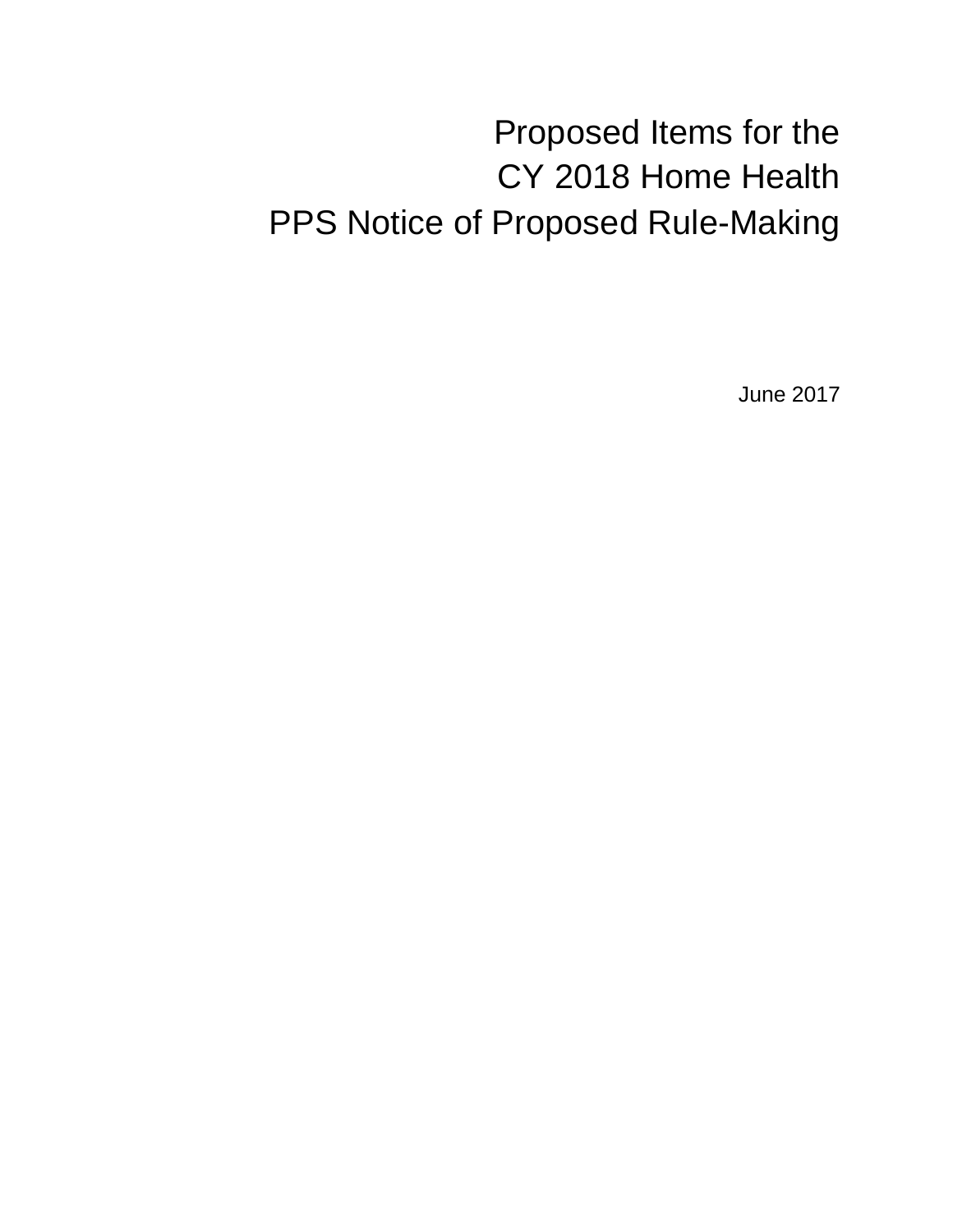# Proposed Items for the CY 2018 Home Health PPS Notice of Proposed Rule-Making

June 2017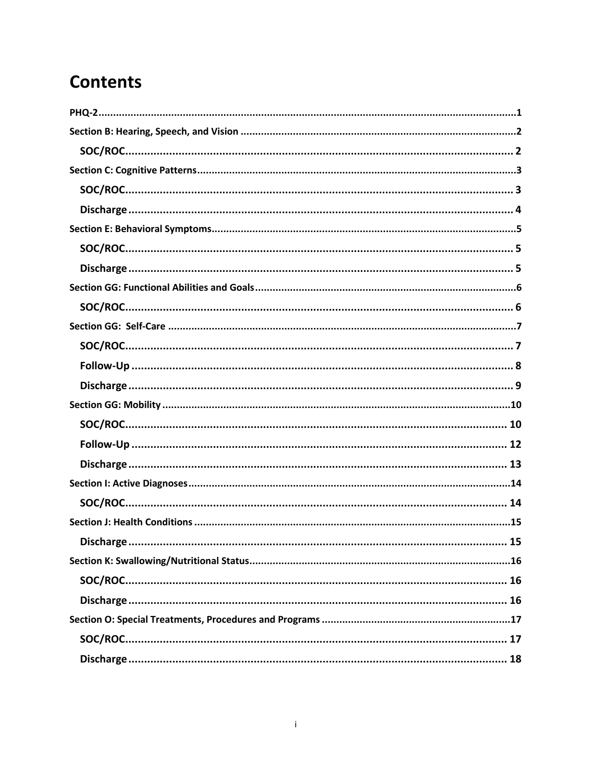# Contents

- PHQ-2 .......... 1
- Section B: Hearing, Speech, and Vision .......... 2
  - SOC/ROC .......... 2
- Section C: Cognitive Patterns .......... 3
  - SOC/ROC .......... 3
  - Discharge .......... 4
- Section E: Behavioral Symptoms .......... 5
  - SOC/ROC .......... 5
  - Discharge .......... 5
- Section GG: Functional Abilities and Goals .......... 6
  - SOC/ROC .......... 6
- Section GG: Self-Care .......... 7
  - SOC/ROC .......... 7
  - Follow-Up .......... 8
  - Discharge .......... 9
- Section GG: Mobility .......... 10
  - SOC/ROC .......... 10
  - Follow-Up .......... 12
  - Discharge .......... 13
- Section I: Active Diagnoses .......... 14
  - SOC/ROC .......... 14
- Section J: Health Conditions .......... 15
  - Discharge .......... 15
- Section K: Swallowing/Nutritional Status .......... 16
  - SOC/ROC .......... 16
  - Discharge .......... 16
- Section O: Special Treatments, Procedures and Programs .......... 17
  - SOC/ROC .......... 17
  - Discharge .......... 18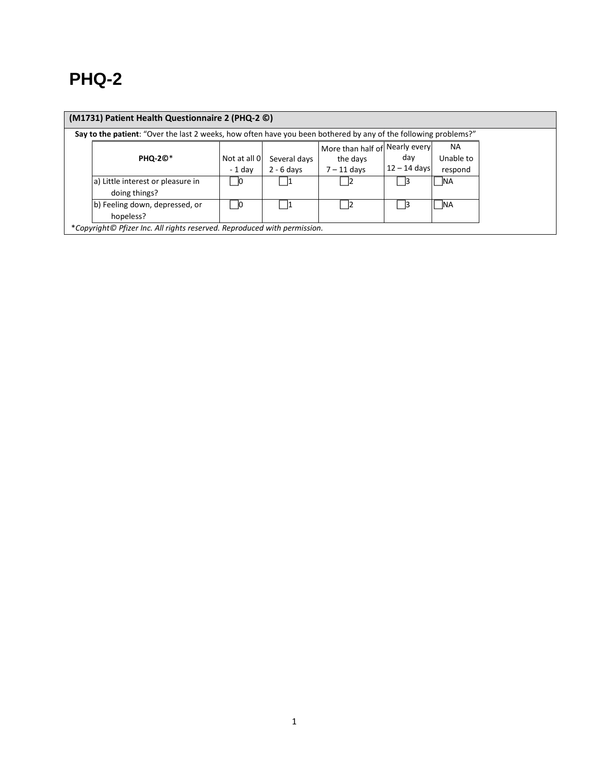# PHQ-2

**(M1731) Patient Health Questionnaire 2 (PHQ-2 ©)**

**Say to the patient**: "Over the last 2 weeks, how often have you been bothered by any of the following problems?"

| PHQ-2©* | Not at all 0 - 1 day | Several days 2 - 6 days | More than half of the days 7 – 11 days | Nearly every day 12 – 14 days | NA Unable to respond |
|---|---|---|---|---|---|
| a) Little interest or pleasure in doing things? | ☐0 | ☐1 | ☐2 | ☐3 | ☐NA |
| b) Feeling down, depressed, or hopeless? | ☐0 | ☐1 | ☐2 | ☐3 | ☐NA |

**Copyright© Pfizer Inc. All rights reserved. Reproduced with permission.*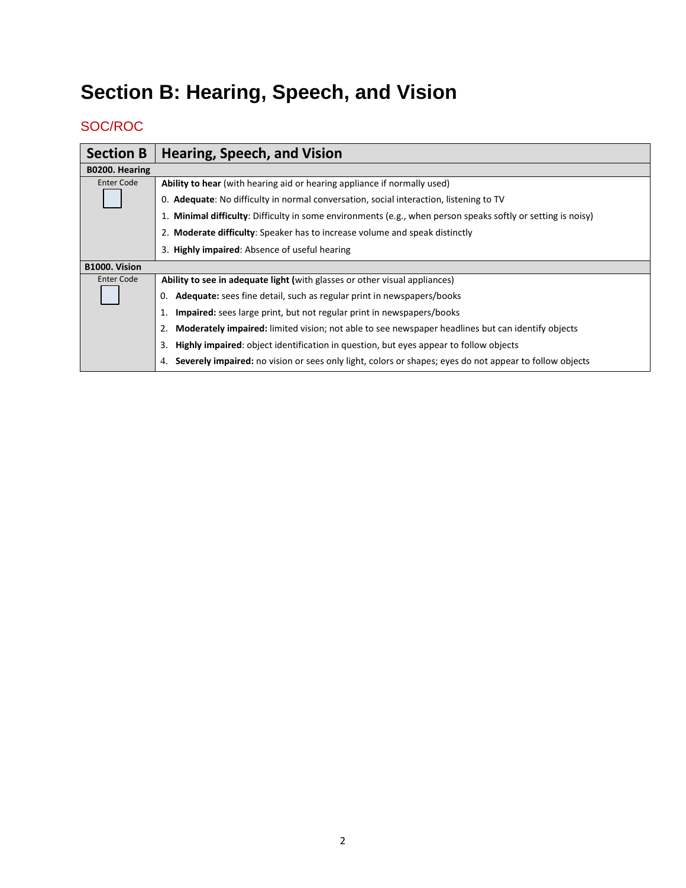# Section B: Hearing, Speech, and Vision

## SOC/ROC

| Section B | Hearing, Speech, and Vision |
|---|---|
| **B0200. Hearing** | |
| Enter Code | **Ability to hear** (with hearing aid or hearing appliance if normally used)<br>0. **Adequate**: No difficulty in normal conversation, social interaction, listening to TV<br>1. **Minimal difficulty**: Difficulty in some environments (e.g., when person speaks softly or setting is noisy)<br>2. **Moderate difficulty**: Speaker has to increase volume and speak distinctly<br>3. **Highly impaired**: Absence of useful hearing |
| **B1000. Vision** | |
| Enter Code | **Ability to see in adequate light (**with glasses or other visual appliances)<br>0. **Adequate:** sees fine detail, such as regular print in newspapers/books<br>1. **Impaired:** sees large print, but not regular print in newspapers/books<br>2. **Moderately impaired:** limited vision; not able to see newspaper headlines but can identify objects<br>3. **Highly impaired**: object identification in question, but eyes appear to follow objects<br>4. **Severely impaired:** no vision or sees only light, colors or shapes; eyes do not appear to follow objects |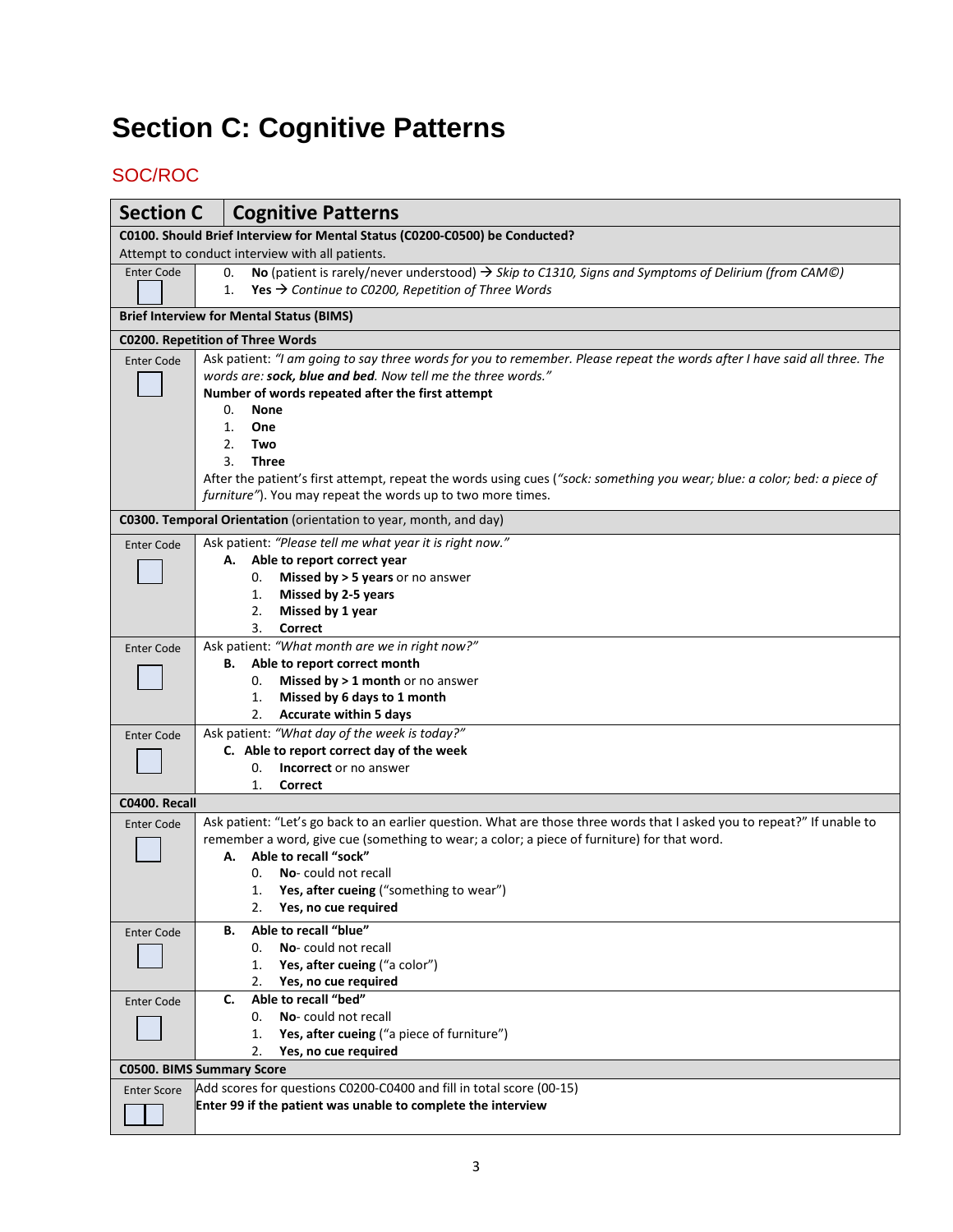# Section C: Cognitive Patterns

## SOC/ROC

| Section C | Cognitive Patterns |
|---|---|
| **C0100. Should Brief Interview for Mental Status (C0200-C0500) be Conducted?**<br>Attempt to conduct interview with all patients. | |
| Enter Code [ ] | 0. **No** (patient is rarely/never understood) → *Skip to C1310, Signs and Symptoms of Delirium (from CAM©)*<br>1. **Yes** → *Continue to C0200, Repetition of Three Words* |
| **Brief Interview for Mental Status (BIMS)** | |
| **C0200. Repetition of Three Words** | |
| Enter Code [ ] | Ask patient: *"I am going to say three words for you to remember. Please repeat the words after I have said all three. The words are:* ***sock, blue and bed****. Now tell me the three words."*<br>**Number of words repeated after the first attempt**<br>0. **None**<br>1. **One**<br>2. **Two**<br>3. **Three**<br>After the patient's first attempt, repeat the words using cues (*"sock: something you wear; blue: a color; bed: a piece of furniture"*). You may repeat the words up to two more times. |
| **C0300. Temporal Orientation** (orientation to year, month, and day) | |
| Enter Code [ ] | Ask patient: *"Please tell me what year it is right now."*<br>**A. Able to report correct year**<br>0. **Missed by > 5 years** or no answer<br>1. **Missed by 2-5 years**<br>2. **Missed by 1 year**<br>3. **Correct** |
| Enter Code [ ] | Ask patient: *"What month are we in right now?"*<br>**B. Able to report correct month**<br>0. **Missed by > 1 month** or no answer<br>1. **Missed by 6 days to 1 month**<br>2. **Accurate within 5 days** |
| Enter Code [ ] | Ask patient: *"What day of the week is today?"*<br>**C. Able to report correct day of the week**<br>0. **Incorrect** or no answer<br>1. **Correct** |
| **C0400. Recall** | |
| Enter Code [ ] | Ask patient: "Let's go back to an earlier question. What are those three words that I asked you to repeat?" If unable to remember a word, give cue (something to wear; a color; a piece of furniture) for that word.<br>**A. Able to recall "sock"**<br>0. **No**- could not recall<br>1. **Yes, after cueing** ("something to wear")<br>2. **Yes, no cue required** |
| Enter Code [ ] | **B. Able to recall "blue"**<br>0. **No**- could not recall<br>1. **Yes, after cueing** ("a color")<br>2. **Yes, no cue required** |
| Enter Code [ ] | **C. Able to recall "bed"**<br>0. **No**- could not recall<br>1. **Yes, after cueing** ("a piece of furniture")<br>2. **Yes, no cue required** |
| **C0500. BIMS Summary Score** | |
| Enter Score [ ][ ] | Add scores for questions C0200-C0400 and fill in total score (00-15)<br>**Enter 99 if the patient was unable to complete the interview** |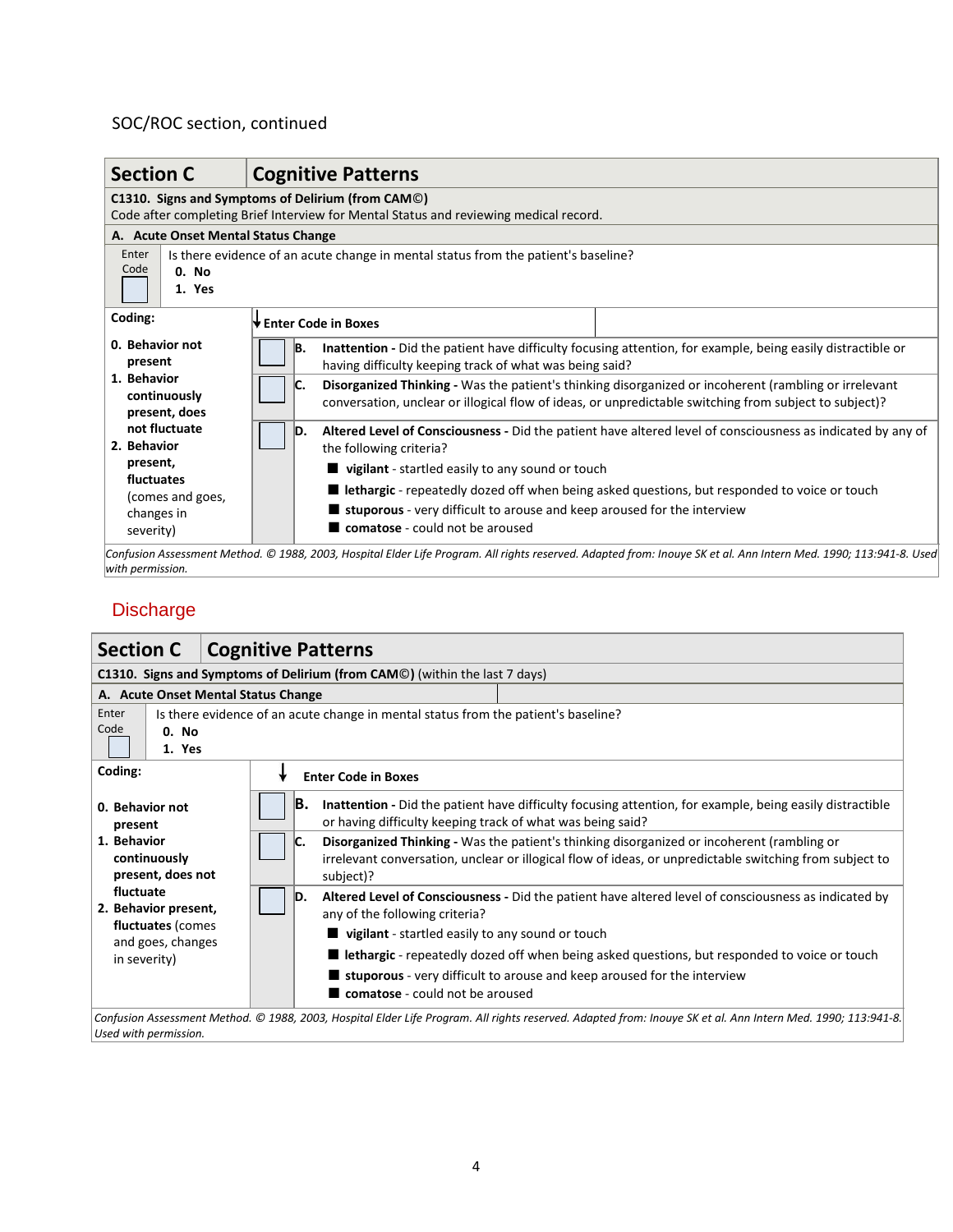SOC/ROC section, continued

## Section C — Cognitive Patterns

**C1310. Signs and Symptoms of Delirium (from CAM©)**
Code after completing Brief Interview for Mental Status and reviewing medical record.

**A. Acute Onset Mental Status Change**

| Enter Code | Is there evidence of an acute change in mental status from the patient's baseline? |
|---|---|
| [ ] | **0. No**<br>**1. Yes** |

| Coding: | ↓ Enter Code in Boxes | |
|---|---|---|
| **0. Behavior not present**<br>**1. Behavior continuously present, does not fluctuate**<br>**2. Behavior present, fluctuates** (comes and goes, changes in severity) | [ ] | **B. Inattention -** Did the patient have difficulty focusing attention, for example, being easily distractible or having difficulty keeping track of what was being said? |
| | [ ] | **C. Disorganized Thinking -** Was the patient's thinking disorganized or incoherent (rambling or irrelevant conversation, unclear or illogical flow of ideas, or unpredictable switching from subject to subject)? |
| | [ ] | **D. Altered Level of Consciousness -** Did the patient have altered level of consciousness as indicated by any of the following criteria?<br>■ **vigilant** - startled easily to any sound or touch<br>■ **lethargic** - repeatedly dozed off when being asked questions, but responded to voice or touch<br>■ **stuporous** - very difficult to arouse and keep aroused for the interview<br>■ **comatose** - could not be aroused |

*Confusion Assessment Method. © 1988, 2003, Hospital Elder Life Program. All rights reserved. Adapted from: Inouye SK et al. Ann Intern Med. 1990; 113:941-8. Used with permission.*

# Discharge

## Section C — Cognitive Patterns

**C1310. Signs and Symptoms of Delirium (from CAM©)** (within the last 7 days)

**A. Acute Onset Mental Status Change**

| Enter Code | Is there evidence of an acute change in mental status from the patient's baseline? |
|---|---|
| [ ] | **0. No**<br>**1. Yes** |

| Coding: | ↓ Enter Code in Boxes | |
|---|---|---|
| **0. Behavior not present**<br>**1. Behavior continuously present, does not fluctuate**<br>**2. Behavior present, fluctuates** (comes and goes, changes in severity) | [ ] | **B. Inattention -** Did the patient have difficulty focusing attention, for example, being easily distractible or having difficulty keeping track of what was being said? |
| | [ ] | **C. Disorganized Thinking -** Was the patient's thinking disorganized or incoherent (rambling or irrelevant conversation, unclear or illogical flow of ideas, or unpredictable switching from subject to subject)? |
| | [ ] | **D. Altered Level of Consciousness -** Did the patient have altered level of consciousness as indicated by any of the following criteria?<br>■ **vigilant** - startled easily to any sound or touch<br>■ **lethargic** - repeatedly dozed off when being asked questions, but responded to voice or touch<br>■ **stuporous** - very difficult to arouse and keep aroused for the interview<br>■ **comatose** - could not be aroused |

*Confusion Assessment Method. © 1988, 2003, Hospital Elder Life Program. All rights reserved. Adapted from: Inouye SK et al. Ann Intern Med. 1990; 113:941-8. Used with permission.*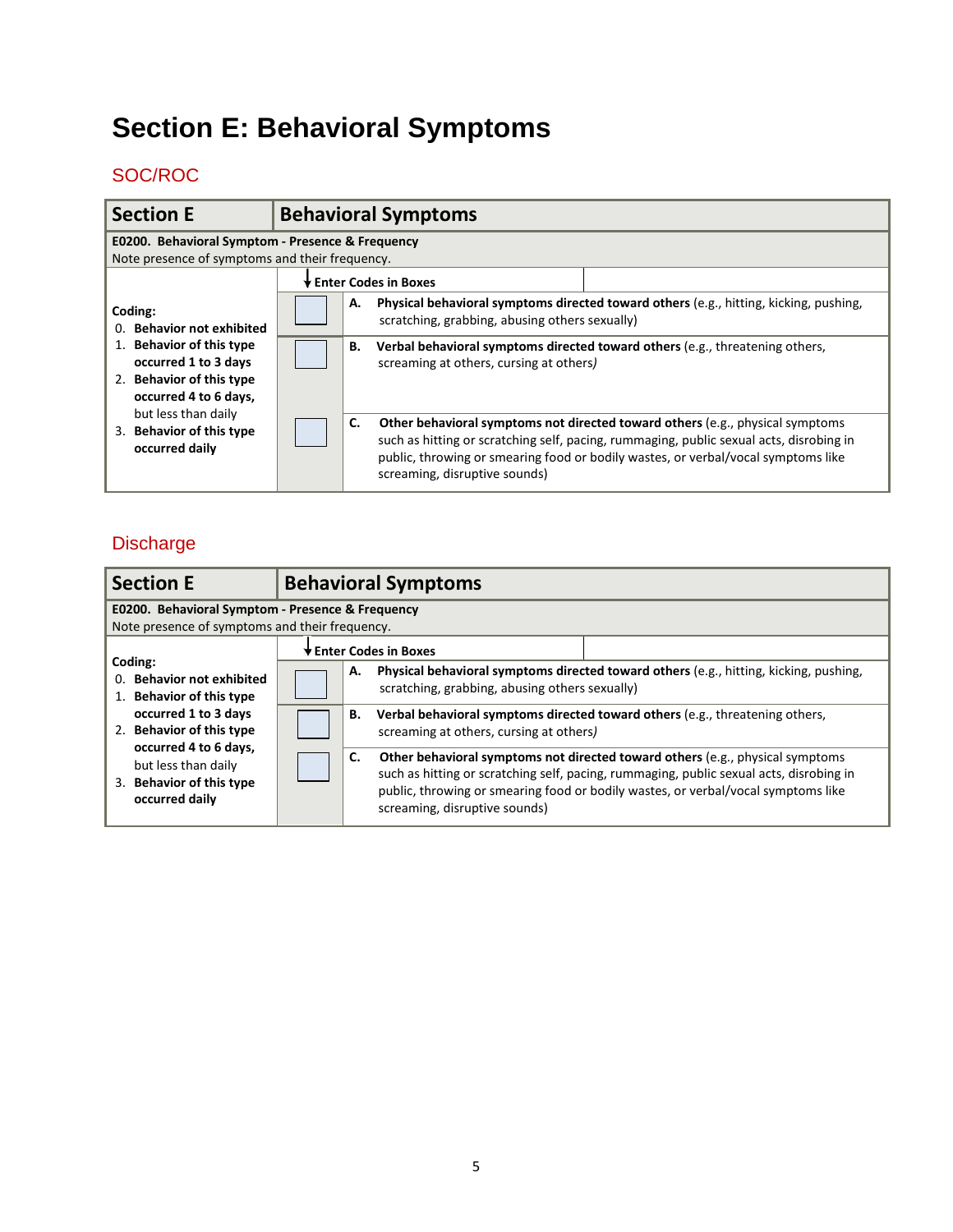# Section E: Behavioral Symptoms

## SOC/ROC

| Section E | Behavioral Symptoms | |
|---|---|---|
| **E0200. Behavioral Symptom - Presence & Frequency**<br>Note presence of symptoms and their frequency. | | |
| **Coding:**<br>0. **Behavior not exhibited**<br>1. **Behavior of this type occurred 1 to 3 days**<br>2. **Behavior of this type occurred 4 to 6 days,** but less than daily<br>3. **Behavior of this type occurred daily** | ↓**Enter Codes in Boxes** | |
| | ☐ | **A. Physical behavioral symptoms directed toward others** (e.g., hitting, kicking, pushing, scratching, grabbing, abusing others sexually) |
| | ☐ | **B. Verbal behavioral symptoms directed toward others** (e.g., threatening others, screaming at others, cursing at others) |
| | ☐ | **C. Other behavioral symptoms not directed toward others** (e.g., physical symptoms such as hitting or scratching self, pacing, rummaging, public sexual acts, disrobing in public, throwing or smearing food or bodily wastes, or verbal/vocal symptoms like screaming, disruptive sounds) |

## Discharge

| Section E | Behavioral Symptoms | |
|---|---|---|
| **E0200. Behavioral Symptom - Presence & Frequency**<br>Note presence of symptoms and their frequency. | | |
| **Coding:**<br>0. **Behavior not exhibited**<br>1. **Behavior of this type occurred 1 to 3 days**<br>2. **Behavior of this type occurred 4 to 6 days,** but less than daily<br>3. **Behavior of this type occurred daily** | ↓**Enter Codes in Boxes** | |
| | ☐ | **A. Physical behavioral symptoms directed toward others** (e.g., hitting, kicking, pushing, scratching, grabbing, abusing others sexually) |
| | ☐ | **B. Verbal behavioral symptoms directed toward others** (e.g., threatening others, screaming at others, cursing at others) |
| | ☐ | **C. Other behavioral symptoms not directed toward others** (e.g., physical symptoms such as hitting or scratching self, pacing, rummaging, public sexual acts, disrobing in public, throwing or smearing food or bodily wastes, or verbal/vocal symptoms like screaming, disruptive sounds) |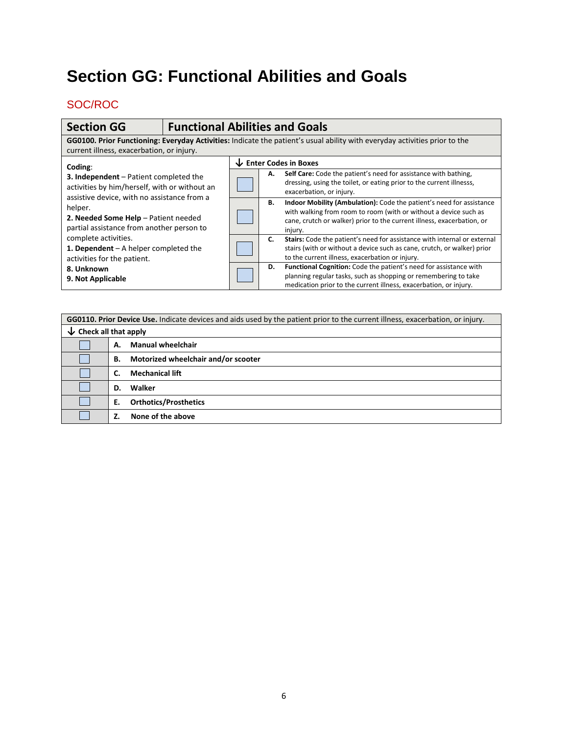# Section GG: Functional Abilities and Goals

## SOC/ROC

| Section GG | Functional Abilities and Goals | | |
|---|---|---|---|
| **GG0100. Prior Functioning: Everyday Activities:** Indicate the patient's usual ability with everyday activities prior to the current illness, exacerbation, or injury. | | | |
| **Coding:** **3. Independent** – Patient completed the activities by him/herself, with or without an assistive device, with no assistance from a helper. **2. Needed Some Help** – Patient needed partial assistance from another person to complete activities. **1. Dependent** – A helper completed the activities for the patient. **8. Unknown** **9. Not Applicable** | ↓ **Enter Codes in Boxes** | | |
| | ☐ | **A.** | **Self Care:** Code the patient's need for assistance with bathing, dressing, using the toilet, or eating prior to the current illnesss, exacerbation, or injury. |
| | ☐ | **B.** | **Indoor Mobility (Ambulation):** Code the patient's need for assistance with walking from room to room (with or without a device such as cane, crutch or walker) prior to the current illness, exacerbation, or injury. |
| | ☐ | **C.** | **Stairs:** Code the patient's need for assistance with internal or external stairs (with or without a device such as cane, crutch, or walker) prior to the current illness, exacerbation or injury. |
| | ☐ | **D.** | **Functional Cognition:** Code the patient's need for assistance with planning regular tasks, such as shopping or remembering to take medication prior to the current illness, exacerbation, or injury. |

| **GG0110. Prior Device Use.** Indicate devices and aids used by the patient prior to the current illness, exacerbation, or injury. | | |
|---|---|---|
| ↓ **Check all that apply** | | |
| ☐ | **A.** | **Manual wheelchair** |
| ☐ | **B.** | **Motorized wheelchair and/or scooter** |
| ☐ | **C.** | **Mechanical lift** |
| ☐ | **D.** | **Walker** |
| ☐ | **E.** | **Orthotics/Prosthetics** |
| ☐ | **Z.** | **None of the above** |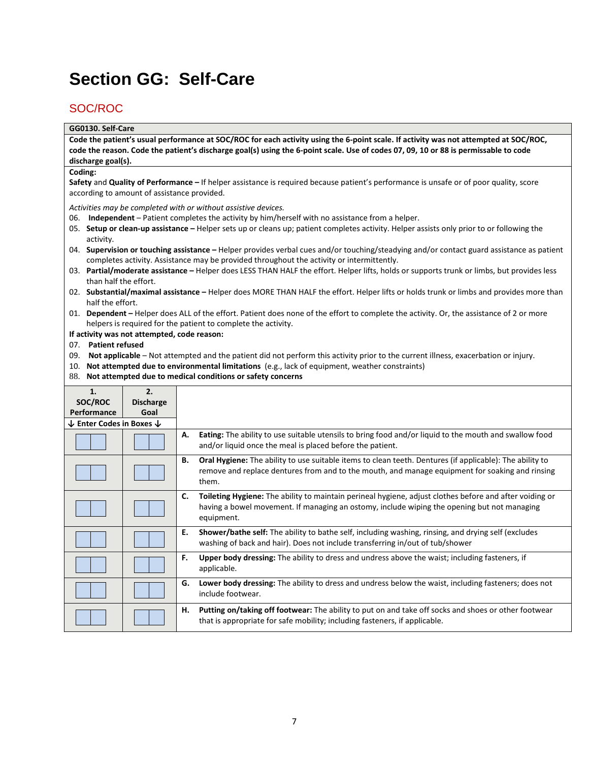# Section GG: Self-Care

## SOC/ROC

**GG0130. Self-Care**

**Code the patient's usual performance at SOC/ROC for each activity using the 6-point scale. If activity was not attempted at SOC/ROC, code the reason. Code the patient's discharge goal(s) using the 6-point scale. Use of codes 07, 09, 10 or 88 is permissable to code discharge goal(s).**

**Coding:**

**Safety** and **Quality of Performance –** If helper assistance is required because patient's performance is unsafe or of poor quality, score according to amount of assistance provided.

*Activities may be completed with or without assistive devices.*

06. **Independent** – Patient completes the activity by him/herself with no assistance from a helper.
05. **Setup or clean-up assistance –** Helper sets up or cleans up; patient completes activity. Helper assists only prior to or following the activity.
04. **Supervision or touching assistance –** Helper provides verbal cues and/or touching/steadying and/or contact guard assistance as patient completes activity. Assistance may be provided throughout the activity or intermittently.
03. **Partial/moderate assistance –** Helper does LESS THAN HALF the effort. Helper lifts, holds or supports trunk or limbs, but provides less than half the effort.
02. **Substantial/maximal assistance –** Helper does MORE THAN HALF the effort. Helper lifts or holds trunk or limbs and provides more than half the effort.
01. **Dependent –** Helper does ALL of the effort. Patient does none of the effort to complete the activity. Or, the assistance of 2 or more helpers is required for the patient to complete the activity.

**If activity was not attempted, code reason:**

07. **Patient refused**
09. **Not applicable** – Not attempted and the patient did not perform this activity prior to the current illness, exacerbation or injury.
10. **Not attempted due to environmental limitations** (e.g., lack of equipment, weather constraints)
88. **Not attempted due to medical conditions or safety concerns**

| 1. SOC/ROC Performance | 2. Discharge Goal | |
|---|---|---|
| ↓ Enter Codes in Boxes ↓ | | |
| | | **A. Eating:** The ability to use suitable utensils to bring food and/or liquid to the mouth and swallow food and/or liquid once the meal is placed before the patient. |
| | | **B. Oral Hygiene:** The ability to use suitable items to clean teeth. Dentures (if applicable): The ability to remove and replace dentures from and to the mouth, and manage equipment for soaking and rinsing them. |
| | | **C. Toileting Hygiene:** The ability to maintain perineal hygiene, adjust clothes before and after voiding or having a bowel movement. If managing an ostomy, include wiping the opening but not managing equipment. |
| | | **E. Shower/bathe self:** The ability to bathe self, including washing, rinsing, and drying self (excludes washing of back and hair). Does not include transferring in/out of tub/shower |
| | | **F. Upper body dressing:** The ability to dress and undress above the waist; including fasteners, if applicable. |
| | | **G. Lower body dressing:** The ability to dress and undress below the waist, including fasteners; does not include footwear. |
| | | **H. Putting on/taking off footwear:** The ability to put on and take off socks and shoes or other footwear that is appropriate for safe mobility; including fasteners, if applicable. |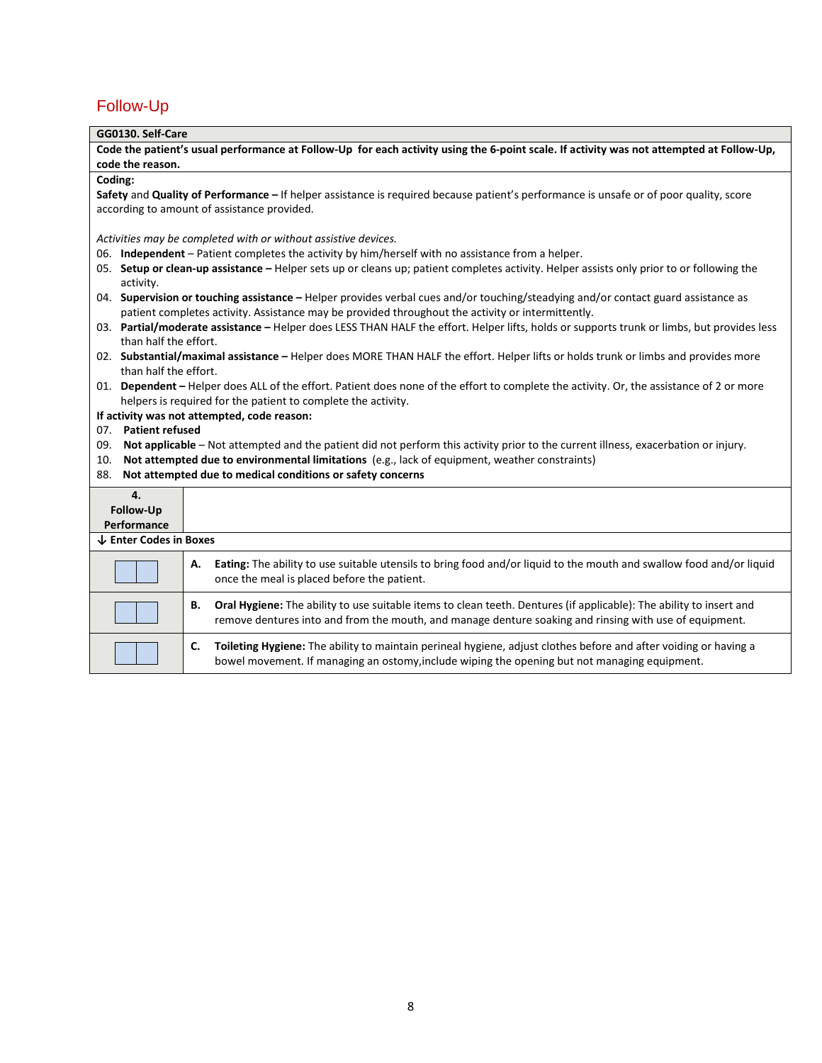## Follow-Up

**GG0130. Self-Care**

**Code the patient's usual performance at Follow-Up for each activity using the 6-point scale. If activity was not attempted at Follow-Up, code the reason.**

**Coding:**

**Safety** and **Quality of Performance –** If helper assistance is required because patient's performance is unsafe or of poor quality, score according to amount of assistance provided.

*Activities may be completed with or without assistive devices.*

06. **Independent** – Patient completes the activity by him/herself with no assistance from a helper.
05. **Setup or clean-up assistance –** Helper sets up or cleans up; patient completes activity. Helper assists only prior to or following the activity.
04. **Supervision or touching assistance –** Helper provides verbal cues and/or touching/steadying and/or contact guard assistance as patient completes activity. Assistance may be provided throughout the activity or intermittently.
03. **Partial/moderate assistance –** Helper does LESS THAN HALF the effort. Helper lifts, holds or supports trunk or limbs, but provides less than half the effort.
02. **Substantial/maximal assistance –** Helper does MORE THAN HALF the effort. Helper lifts or holds trunk or limbs and provides more than half the effort.
01. **Dependent –** Helper does ALL of the effort. Patient does none of the effort to complete the activity. Or, the assistance of 2 or more helpers is required for the patient to complete the activity.

**If activity was not attempted, code reason:**

07. **Patient refused**
09. **Not applicable** – Not attempted and the patient did not perform this activity prior to the current illness, exacerbation or injury.
10. **Not attempted due to environmental limitations** (e.g., lack of equipment, weather constraints)
88. **Not attempted due to medical conditions or safety concerns**

| 4. Follow-Up Performance | |
|---|---|
| **↓ Enter Codes in Boxes** | |
| [ ][ ] | **A. Eating:** The ability to use suitable utensils to bring food and/or liquid to the mouth and swallow food and/or liquid once the meal is placed before the patient. |
| [ ][ ] | **B. Oral Hygiene:** The ability to use suitable items to clean teeth. Dentures (if applicable): The ability to insert and remove dentures into and from the mouth, and manage denture soaking and rinsing with use of equipment. |
| [ ][ ] | **C. Toileting Hygiene:** The ability to maintain perineal hygiene, adjust clothes before and after voiding or having a bowel movement. If managing an ostomy,include wiping the opening but not managing equipment. |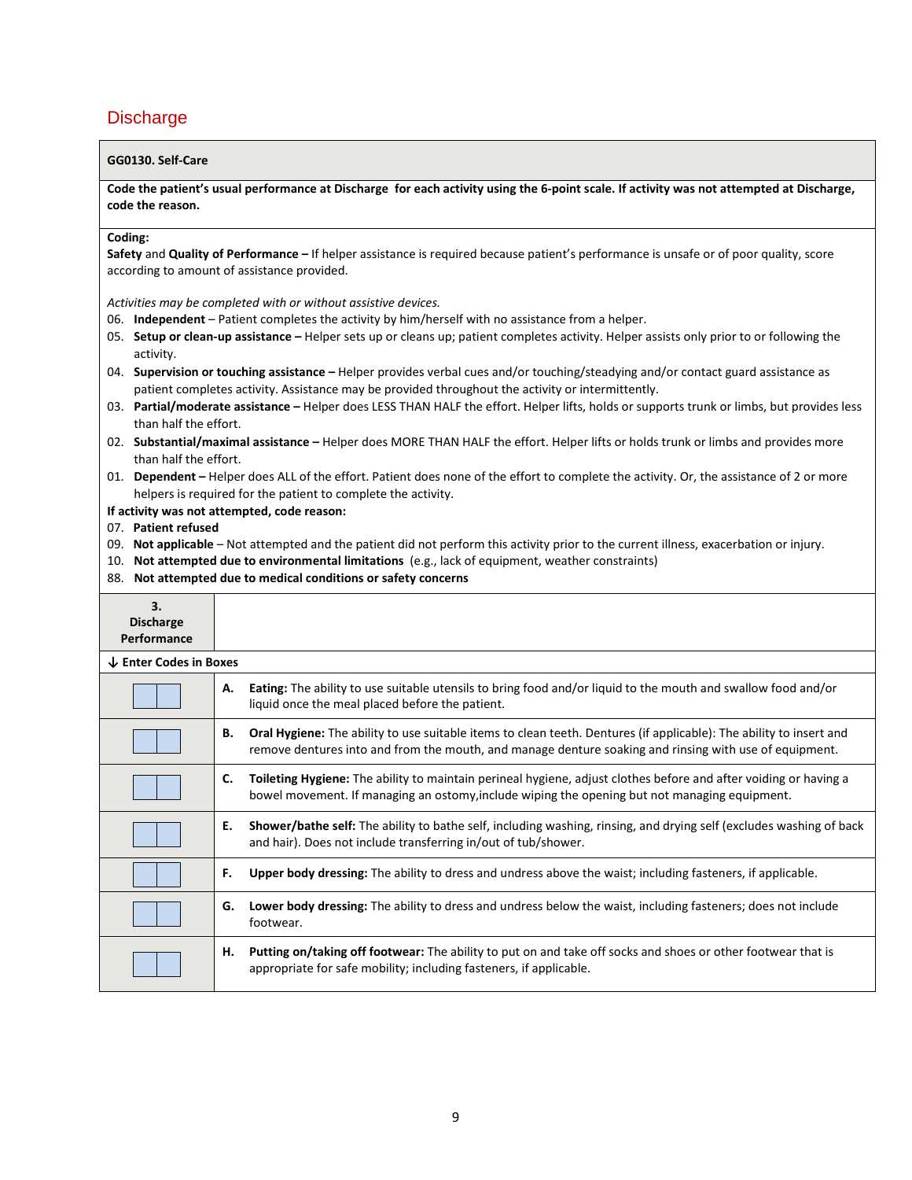## Discharge

**GG0130. Self-Care**

**Code the patient's usual performance at Discharge for each activity using the 6-point scale. If activity was not attempted at Discharge, code the reason.**

**Coding:**
**Safety** and **Quality of Performance –** If helper assistance is required because patient's performance is unsafe or of poor quality, score according to amount of assistance provided.

*Activities may be completed with or without assistive devices.*

06. **Independent** – Patient completes the activity by him/herself with no assistance from a helper.
05. **Setup or clean-up assistance –** Helper sets up or cleans up; patient completes activity. Helper assists only prior to or following the activity.
04. **Supervision or touching assistance –** Helper provides verbal cues and/or touching/steadying and/or contact guard assistance as patient completes activity. Assistance may be provided throughout the activity or intermittently.
03. **Partial/moderate assistance –** Helper does LESS THAN HALF the effort. Helper lifts, holds or supports trunk or limbs, but provides less than half the effort.
02. **Substantial/maximal assistance –** Helper does MORE THAN HALF the effort. Helper lifts or holds trunk or limbs and provides more than half the effort.
01. **Dependent –** Helper does ALL of the effort. Patient does none of the effort to complete the activity. Or, the assistance of 2 or more helpers is required for the patient to complete the activity.

**If activity was not attempted, code reason:**

07. **Patient refused**
09. **Not applicable** – Not attempted and the patient did not perform this activity prior to the current illness, exacerbation or injury.
10. **Not attempted due to environmental limitations** (e.g., lack of equipment, weather constraints)
88. **Not attempted due to medical conditions or safety concerns**

| 3. Discharge Performance | |
|---|---|
| **↓ Enter Codes in Boxes** | |
| | **A. Eating:** The ability to use suitable utensils to bring food and/or liquid to the mouth and swallow food and/or liquid once the meal placed before the patient. |
| | **B. Oral Hygiene:** The ability to use suitable items to clean teeth. Dentures (if applicable): The ability to insert and remove dentures into and from the mouth, and manage denture soaking and rinsing with use of equipment. |
| | **C. Toileting Hygiene:** The ability to maintain perineal hygiene, adjust clothes before and after voiding or having a bowel movement. If managing an ostomy,include wiping the opening but not managing equipment. |
| | **E. Shower/bathe self:** The ability to bathe self, including washing, rinsing, and drying self (excludes washing of back and hair). Does not include transferring in/out of tub/shower. |
| | **F. Upper body dressing:** The ability to dress and undress above the waist; including fasteners, if applicable. |
| | **G. Lower body dressing:** The ability to dress and undress below the waist, including fasteners; does not include footwear. |
| | **H. Putting on/taking off footwear:** The ability to put on and take off socks and shoes or other footwear that is appropriate for safe mobility; including fasteners, if applicable. |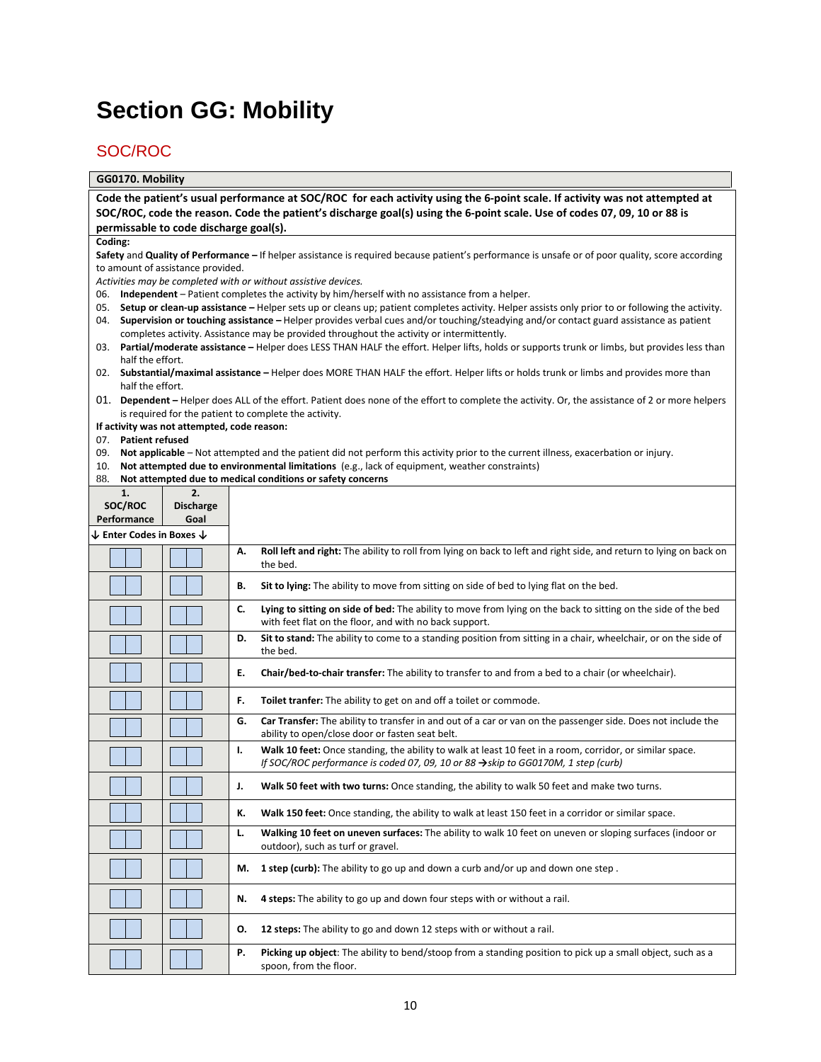# Section GG: Mobility

## SOC/ROC

**GG0170. Mobility**

**Code the patient's usual performance at SOC/ROC for each activity using the 6-point scale. If activity was not attempted at SOC/ROC, code the reason. Code the patient's discharge goal(s) using the 6-point scale. Use of codes 07, 09, 10 or 88 is permissable to code discharge goal(s).**

**Coding:**

**Safety** and **Quality of Performance –** If helper assistance is required because patient's performance is unsafe or of poor quality, score according to amount of assistance provided.

*Activities may be completed with or without assistive devices.*

06. **Independent** – Patient completes the activity by him/herself with no assistance from a helper.
05. **Setup or clean-up assistance –** Helper sets up or cleans up; patient completes activity. Helper assists only prior to or following the activity.
04. **Supervision or touching assistance –** Helper provides verbal cues and/or touching/steadying and/or contact guard assistance as patient completes activity. Assistance may be provided throughout the activity or intermittently.
03. **Partial/moderate assistance –** Helper does LESS THAN HALF the effort. Helper lifts, holds or supports trunk or limbs, but provides less than half the effort.
02. **Substantial/maximal assistance –** Helper does MORE THAN HALF the effort. Helper lifts or holds trunk or limbs and provides more than half the effort.
01. **Dependent –** Helper does ALL of the effort. Patient does none of the effort to complete the activity. Or, the assistance of 2 or more helpers is required for the patient to complete the activity.

**If activity was not attempted, code reason:**

07. **Patient refused**
09. **Not applicable** – Not attempted and the patient did not perform this activity prior to the current illness, exacerbation or injury.
10. **Not attempted due to environmental limitations** (e.g., lack of equipment, weather constraints)
88. **Not attempted due to medical conditions or safety concerns**

| 1. SOC/ROC Performance | 2. Discharge Goal | |
|---|---|---|
| ↓ Enter Codes in Boxes ↓ | | |
| | | **A. Roll left and right:** The ability to roll from lying on back to left and right side, and return to lying on back on the bed. |
| | | **B. Sit to lying:** The ability to move from sitting on side of bed to lying flat on the bed. |
| | | **C. Lying to sitting on side of bed:** The ability to move from lying on the back to sitting on the side of the bed with feet flat on the floor, and with no back support. |
| | | **D. Sit to stand:** The ability to come to a standing position from sitting in a chair, wheelchair, or on the side of the bed. |
| | | **E. Chair/bed-to-chair transfer:** The ability to transfer to and from a bed to a chair (or wheelchair). |
| | | **F. Toilet tranfer:** The ability to get on and off a toilet or commode. |
| | | **G. Car Transfer:** The ability to transfer in and out of a car or van on the passenger side. Does not include the ability to open/close door or fasten seat belt. |
| | | **I. Walk 10 feet:** Once standing, the ability to walk at least 10 feet in a room, corridor, or similar space. *If SOC/ROC performance is coded 07, 09, 10 or 88 →skip to GG0170M, 1 step (curb)* |
| | | **J. Walk 50 feet with two turns:** Once standing, the ability to walk 50 feet and make two turns. |
| | | **K. Walk 150 feet:** Once standing, the ability to walk at least 150 feet in a corridor or similar space. |
| | | **L. Walking 10 feet on uneven surfaces:** The ability to walk 10 feet on uneven or sloping surfaces (indoor or outdoor), such as turf or gravel. |
| | | **M. 1 step (curb):** The ability to go up and down a curb and/or up and down one step . |
| | | **N. 4 steps:** The ability to go up and down four steps with or without a rail. |
| | | **O. 12 steps:** The ability to go and down 12 steps with or without a rail. |
| | | **P. Picking up object**: The ability to bend/stoop from a standing position to pick up a small object, such as a spoon, from the floor. |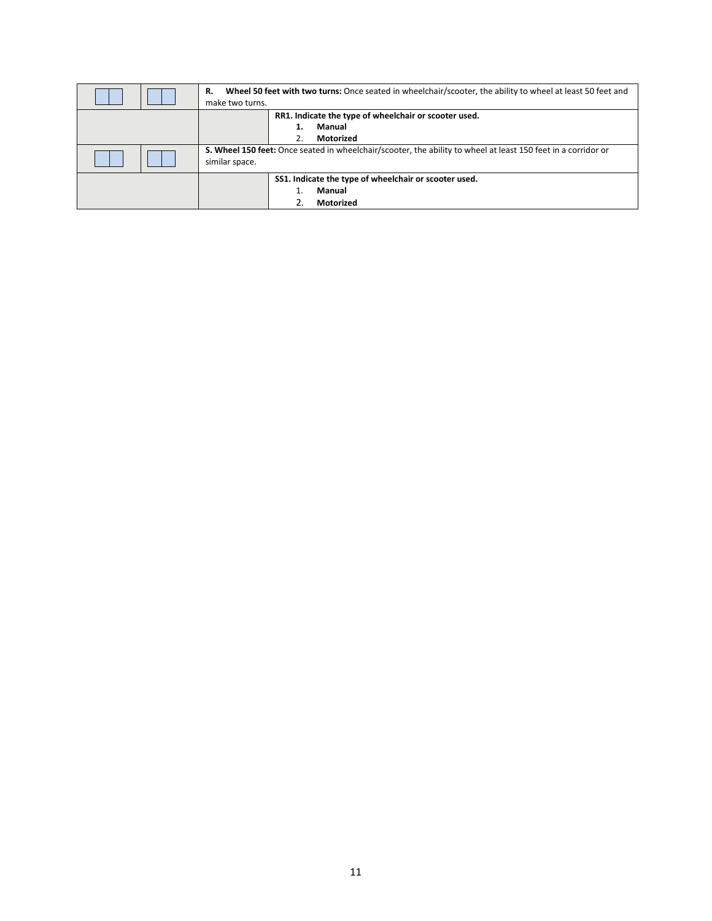| | | | |
|---|---|---|---|
| ☐☐ | ☐☐ | **R. Wheel 50 feet with two turns:** Once seated in wheelchair/scooter, the ability to wheel at least 50 feet and make two turns. | |
| | | | **RR1. Indicate the type of wheelchair or scooter used.**<br>**1. Manual**<br>2. **Motorized** |
| ☐☐ | ☐☐ | **S. Wheel 150 feet:** Once seated in wheelchair/scooter, the ability to wheel at least 150 feet in a corridor or similar space. | |
| | | | **SS1. Indicate the type of wheelchair or scooter used.**<br>1. **Manual**<br>2. **Motorized** |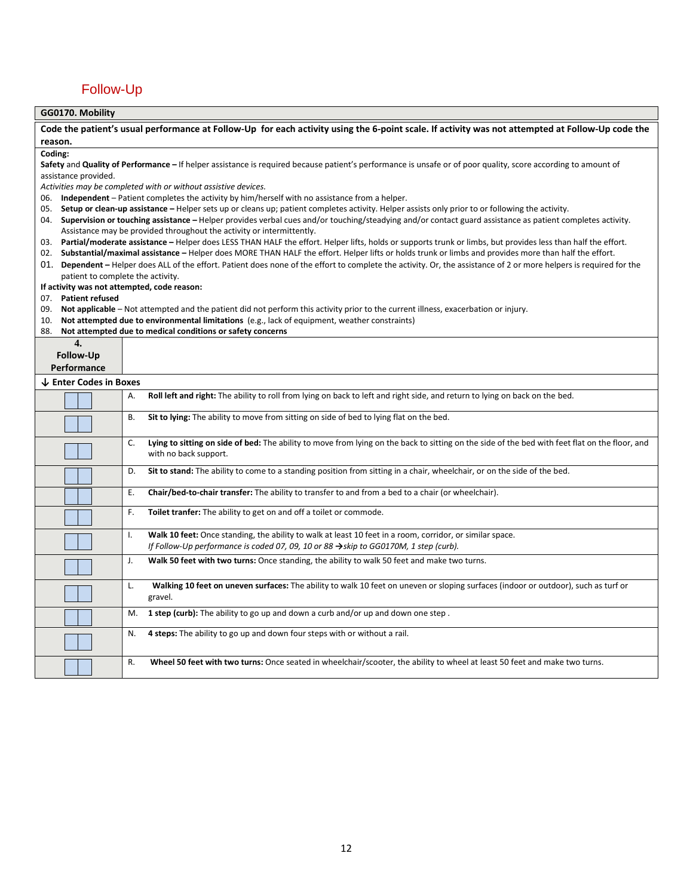## Follow-Up

**GG0170. Mobility**

**Code the patient's usual performance at Follow-Up for each activity using the 6-point scale. If activity was not attempted at Follow-Up code the reason.**

**Coding:**

**Safety** and **Quality of Performance –** If helper assistance is required because patient's performance is unsafe or of poor quality, score according to amount of assistance provided.

*Activities may be completed with or without assistive devices.*

06. **Independent** – Patient completes the activity by him/herself with no assistance from a helper.
05. **Setup or clean-up assistance –** Helper sets up or cleans up; patient completes activity. Helper assists only prior to or following the activity.
04. **Supervision or touching assistance –** Helper provides verbal cues and/or touching/steadying and/or contact guard assistance as patient completes activity. Assistance may be provided throughout the activity or intermittently.
03. **Partial/moderate assistance –** Helper does LESS THAN HALF the effort. Helper lifts, holds or supports trunk or limbs, but provides less than half the effort.
02. **Substantial/maximal assistance –** Helper does MORE THAN HALF the effort. Helper lifts or holds trunk or limbs and provides more than half the effort.
01. **Dependent –** Helper does ALL of the effort. Patient does none of the effort to complete the activity. Or, the assistance of 2 or more helpers is required for the patient to complete the activity.

**If activity was not attempted, code reason:**

07. **Patient refused**
09. **Not applicable** – Not attempted and the patient did not perform this activity prior to the current illness, exacerbation or injury.
10. **Not attempted due to environmental limitations** (e.g., lack of equipment, weather constraints)
88. **Not attempted due to medical conditions or safety concerns**

| 4. Follow-Up Performance | |
|---|---|
| **↓ Enter Codes in Boxes** | |
| [ ][ ] | A. **Roll left and right:** The ability to roll from lying on back to left and right side, and return to lying on back on the bed. |
| [ ][ ] | B. **Sit to lying:** The ability to move from sitting on side of bed to lying flat on the bed. |
| [ ][ ] | C. **Lying to sitting on side of bed:** The ability to move from lying on the back to sitting on the side of the bed with feet flat on the floor, and with no back support. |
| [ ][ ] | D. **Sit to stand:** The ability to come to a standing position from sitting in a chair, wheelchair, or on the side of the bed. |
| [ ][ ] | E. **Chair/bed-to-chair transfer:** The ability to transfer to and from a bed to a chair (or wheelchair). |
| [ ][ ] | F. **Toilet tranfer:** The ability to get on and off a toilet or commode. |
| [ ][ ] | I. **Walk 10 feet:** Once standing, the ability to walk at least 10 feet in a room, corridor, or similar space. *If Follow-Up performance is coded 07, 09, 10 or 88 →skip to GG0170M, 1 step (curb).* |
| [ ][ ] | J. **Walk 50 feet with two turns:** Once standing, the ability to walk 50 feet and make two turns. |
| [ ][ ] | L. **Walking 10 feet on uneven surfaces:** The ability to walk 10 feet on uneven or sloping surfaces (indoor or outdoor), such as turf or gravel. |
| [ ][ ] | M. **1 step (curb):** The ability to go up and down a curb and/or up and down one step . |
| [ ][ ] | N. **4 steps:** The ability to go up and down four steps with or without a rail. |
| [ ][ ] | R. **Wheel 50 feet with two turns:** Once seated in wheelchair/scooter, the ability to wheel at least 50 feet and make two turns. |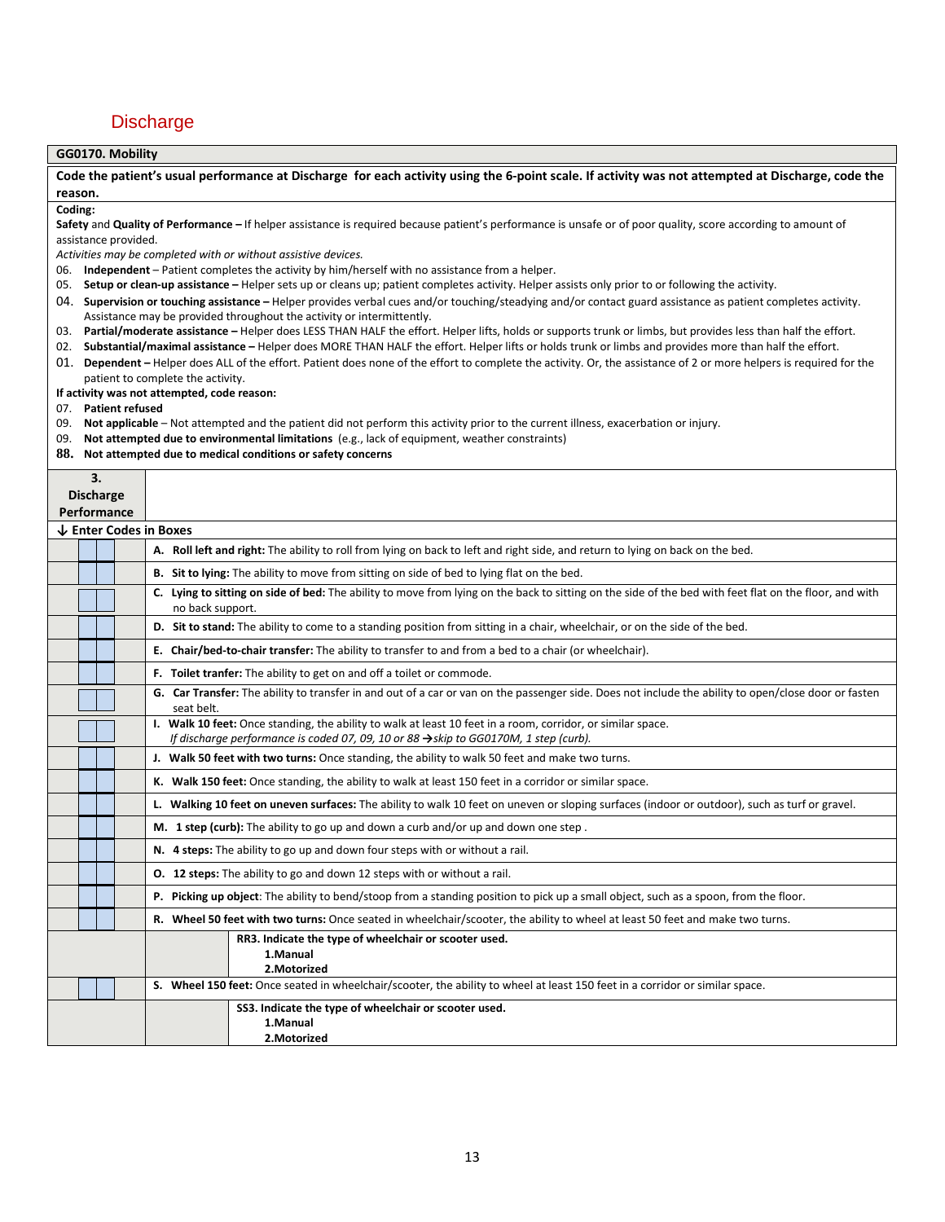# Discharge

**GG0170. Mobility**

**Code the patient's usual performance at Discharge for each activity using the 6-point scale. If activity was not attempted at Discharge, code the reason.**

**Coding:**

**Safety** and **Quality of Performance –** If helper assistance is required because patient's performance is unsafe or of poor quality, score according to amount of assistance provided.

*Activities may be completed with or without assistive devices.*

06. **Independent** – Patient completes the activity by him/herself with no assistance from a helper.
05. **Setup or clean-up assistance –** Helper sets up or cleans up; patient completes activity. Helper assists only prior to or following the activity.
04. **Supervision or touching assistance –** Helper provides verbal cues and/or touching/steadying and/or contact guard assistance as patient completes activity. Assistance may be provided throughout the activity or intermittently.
03. **Partial/moderate assistance –** Helper does LESS THAN HALF the effort. Helper lifts, holds or supports trunk or limbs, but provides less than half the effort.
02. **Substantial/maximal assistance –** Helper does MORE THAN HALF the effort. Helper lifts or holds trunk or limbs and provides more than half the effort.
01. **Dependent –** Helper does ALL of the effort. Patient does none of the effort to complete the activity. Or, the assistance of 2 or more helpers is required for the patient to complete the activity.

**If activity was not attempted, code reason:**

07. **Patient refused**
09. **Not applicable** – Not attempted and the patient did not perform this activity prior to the current illness, exacerbation or injury.
09. **Not attempted due to environmental limitations** (e.g., lack of equipment, weather constraints)
88. **Not attempted due to medical conditions or safety concerns**

| 3. Discharge Performance | |
|---|---|
| **↓ Enter Codes in Boxes** | |
| | **A. Roll left and right:** The ability to roll from lying on back to left and right side, and return to lying on back on the bed. |
| | **B. Sit to lying:** The ability to move from sitting on side of bed to lying flat on the bed. |
| | **C. Lying to sitting on side of bed:** The ability to move from lying on the back to sitting on the side of the bed with feet flat on the floor, and with no back support. |
| | **D. Sit to stand:** The ability to come to a standing position from sitting in a chair, wheelchair, or on the side of the bed. |
| | **E. Chair/bed-to-chair transfer:** The ability to transfer to and from a bed to a chair (or wheelchair). |
| | **F. Toilet tranfer:** The ability to get on and off a toilet or commode. |
| | **G. Car Transfer:** The ability to transfer in and out of a car or van on the passenger side. Does not include the ability to open/close door or fasten seat belt. |
| | **I. Walk 10 feet:** Once standing, the ability to walk at least 10 feet in a room, corridor, or similar space. *If discharge performance is coded 07, 09, 10 or 88 →skip to GG0170M, 1 step (curb).* |
| | **J. Walk 50 feet with two turns:** Once standing, the ability to walk 50 feet and make two turns. |
| | **K. Walk 150 feet:** Once standing, the ability to walk at least 150 feet in a corridor or similar space. |
| | **L. Walking 10 feet on uneven surfaces:** The ability to walk 10 feet on uneven or sloping surfaces (indoor or outdoor), such as turf or gravel. |
| | **M. 1 step (curb):** The ability to go up and down a curb and/or up and down one step . |
| | **N. 4 steps:** The ability to go up and down four steps with or without a rail. |
| | **O. 12 steps:** The ability to go and down 12 steps with or without a rail. |
| | **P. Picking up object**: The ability to bend/stoop from a standing position to pick up a small object, such as a spoon, from the floor. |
| | **R. Wheel 50 feet with two turns:** Once seated in wheelchair/scooter, the ability to wheel at least 50 feet and make two turns. |
| | **RR3. Indicate the type of wheelchair or scooter used.** **1.Manual** **2.Motorized** |
| | **S. Wheel 150 feet:** Once seated in wheelchair/scooter, the ability to wheel at least 150 feet in a corridor or similar space. |
| | **SS3. Indicate the type of wheelchair or scooter used.** **1.Manual** **2.Motorized** |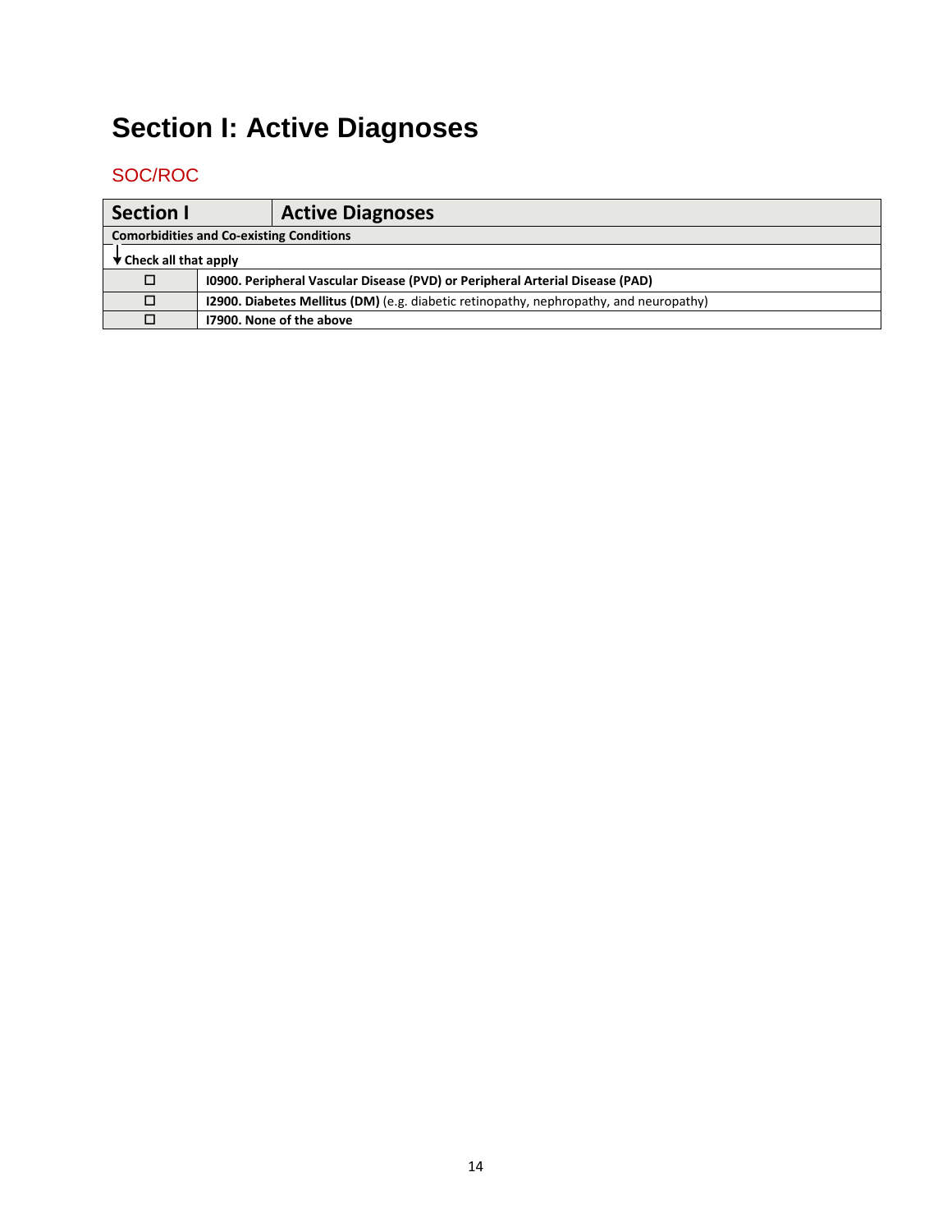# Section I: Active Diagnoses

## SOC/ROC

| Section I | Active Diagnoses |
|---|---|
| **Comorbidities and Co-existing Conditions** | |
| ↓ **Check all that apply** | |
| ☐ | **I0900. Peripheral Vascular Disease (PVD) or Peripheral Arterial Disease (PAD)** |
| ☐ | **I2900. Diabetes Mellitus (DM)** (e.g. diabetic retinopathy, nephropathy, and neuropathy) |
| ☐ | **I7900. None of the above** |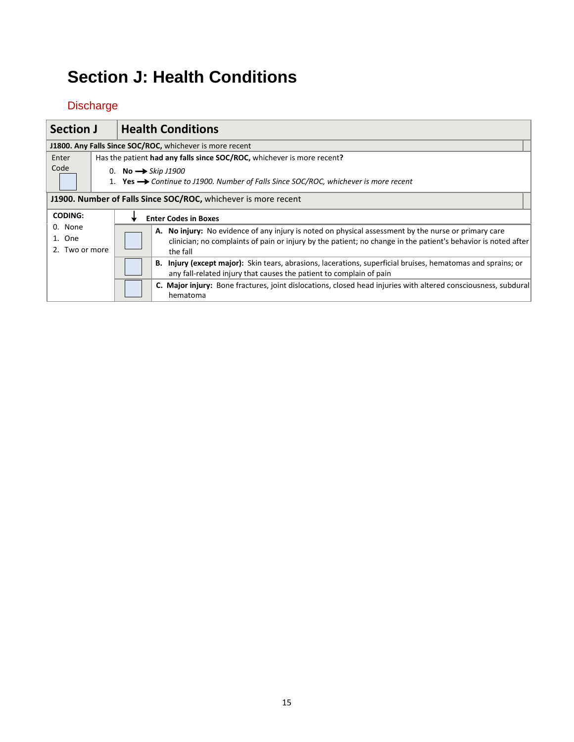# Section J: Health Conditions

## Discharge

| Section J | Health Conditions |
|---|---|
| **J1800. Any Falls Since SOC/ROC,** whichever is more recent | |
| Enter Code | Has the patient **had any falls since SOC/ROC,** whichever is more recent**?**<br>0. **No** → *Skip J1900*<br>1. **Yes** → *Continue to J1900. Number of Falls Since SOC/ROC, whichever is more recent* |

**J1900. Number of Falls Since SOC/ROC,** whichever is more recent

| CODING:<br>0. None<br>1. One<br>2. Two or more | ↓ Enter Codes in Boxes | |
|---|---|---|
| | | **A. No injury:** No evidence of any injury is noted on physical assessment by the nurse or primary care clinician; no complaints of pain or injury by the patient; no change in the patient's behavior is noted after the fall |
| | | **B. Injury (except major):** Skin tears, abrasions, lacerations, superficial bruises, hematomas and sprains; or any fall-related injury that causes the patient to complain of pain |
| | | **C. Major injury:** Bone fractures, joint dislocations, closed head injuries with altered consciousness, subdural hematoma |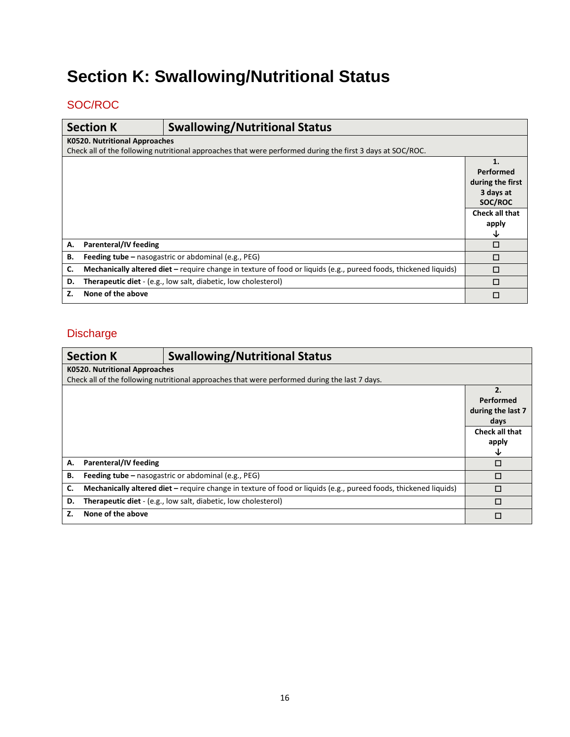# Section K: Swallowing/Nutritional Status

## SOC/ROC

| Section K | Swallowing/Nutritional Status | |
|---|---|---|
| **K0520. Nutritional Approaches**<br>Check all of the following nutritional approaches that were performed during the first 3 days at SOC/ROC. | | |
| | | **1. Performed during the first 3 days at SOC/ROC**<br>**Check all that apply** ↓ |
| **A.** | **Parenteral/IV feeding** | ☐ |
| **B.** | **Feeding tube –** nasogastric or abdominal (e.g., PEG) | ☐ |
| **C.** | **Mechanically altered diet –** require change in texture of food or liquids (e.g., pureed foods, thickened liquids) | ☐ |
| **D.** | **Therapeutic diet** - (e.g., low salt, diabetic, low cholesterol) | ☐ |
| **Z.** | **None of the above** | ☐ |

## Discharge

| Section K | Swallowing/Nutritional Status | |
|---|---|---|
| **K0520. Nutritional Approaches**<br>Check all of the following nutritional approaches that were performed during the last 7 days. | | |
| | | **2. Performed during the last 7 days**<br>**Check all that apply** ↓ |
| **A.** | **Parenteral/IV feeding** | ☐ |
| **B.** | **Feeding tube –** nasogastric or abdominal (e.g., PEG) | ☐ |
| **C.** | **Mechanically altered diet –** require change in texture of food or liquids (e.g., pureed foods, thickened liquids) | ☐ |
| **D.** | **Therapeutic diet** - (e.g., low salt, diabetic, low cholesterol) | ☐ |
| **Z.** | **None of the above** | ☐ |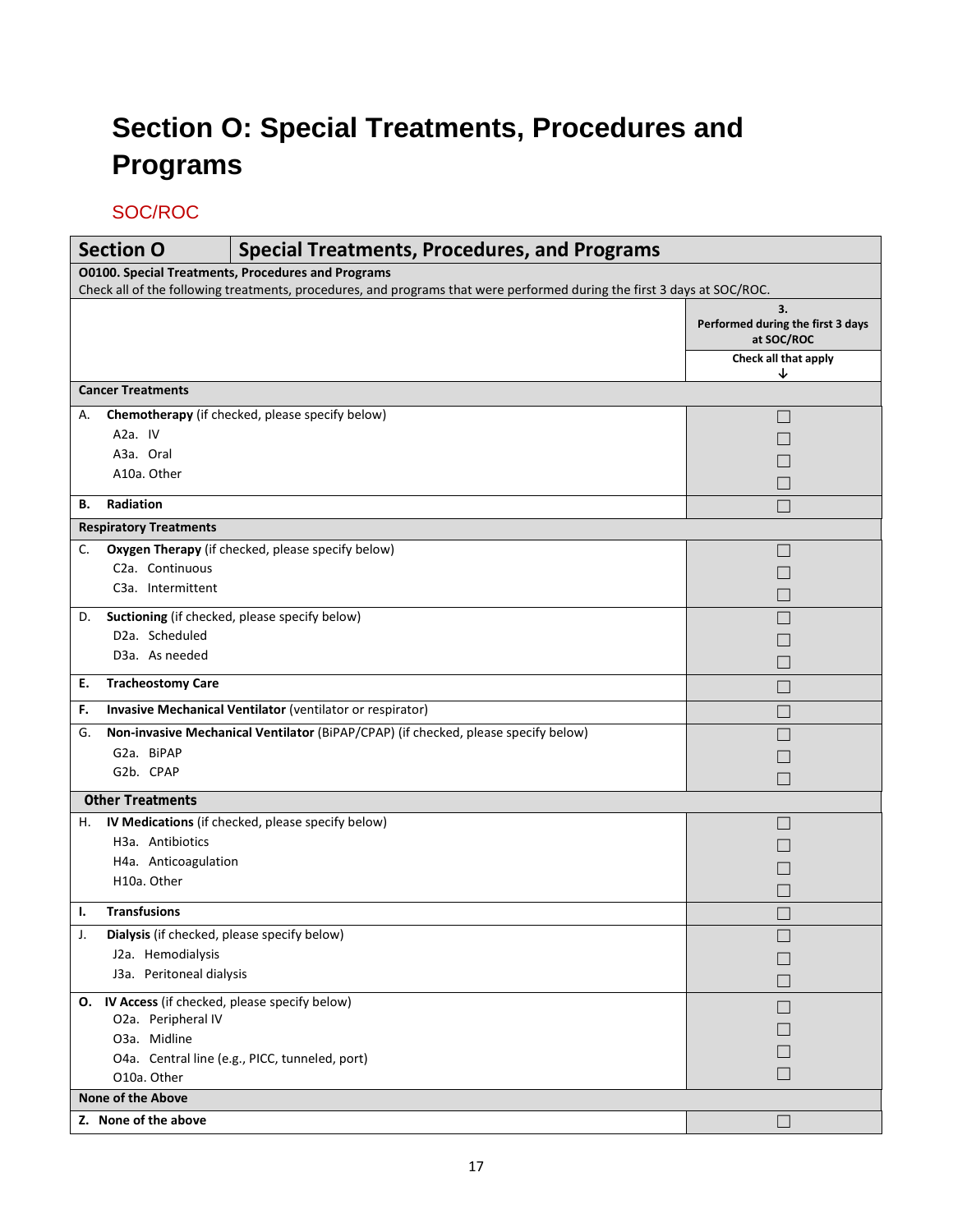# Section O: Special Treatments, Procedures and Programs

SOC/ROC

| **Section O** | **Special Treatments, Procedures, and Programs** |
|---|---|
| **O0100. Special Treatments, Procedures and Programs**<br>Check all of the following treatments, procedures, and programs that were performed during the first 3 days at SOC/ROC. | |
| | **3.**<br>**Performed during the first 3 days at SOC/ROC**<br>**Check all that apply** ↓ |
| **Cancer Treatments** | |
| A. **Chemotherapy** (if checked, please specify below) | ☐ |
| A2a. IV | ☐ |
| A3a. Oral | ☐ |
| A10a. Other | ☐ |
| **B. Radiation** | ☐ |
| **Respiratory Treatments** | |
| C. **Oxygen Therapy** (if checked, please specify below) | ☐ |
| C2a. Continuous | ☐ |
| C3a. Intermittent | ☐ |
| D. **Suctioning** (if checked, please specify below) | ☐ |
| D2a. Scheduled | ☐ |
| D3a. As needed | ☐ |
| **E. Tracheostomy Care** | ☐ |
| **F. Invasive Mechanical Ventilator** (ventilator or respirator) | ☐ |
| G. **Non-invasive Mechanical Ventilator** (BiPAP/CPAP) (if checked, please specify below) | ☐ |
| G2a. BiPAP | ☐ |
| G2b. CPAP | ☐ |
| **Other Treatments** | |
| H. **IV Medications** (if checked, please specify below) | ☐ |
| H3a. Antibiotics | ☐ |
| H4a. Anticoagulation | ☐ |
| H10a. Other | ☐ |
| **I. Transfusions** | ☐ |
| J. **Dialysis** (if checked, please specify below) | ☐ |
| J2a. Hemodialysis | ☐ |
| J3a. Peritoneal dialysis | ☐ |
| **O. IV Access** (if checked, please specify below) | ☐ |
| O2a. Peripheral IV | ☐ |
| O3a. Midline | ☐ |
| O4a. Central line (e.g., PICC, tunneled, port) | ☐ |
| O10a. Other | ☐ |
| **None of the Above** | |
| **Z. None of the above** | ☐ |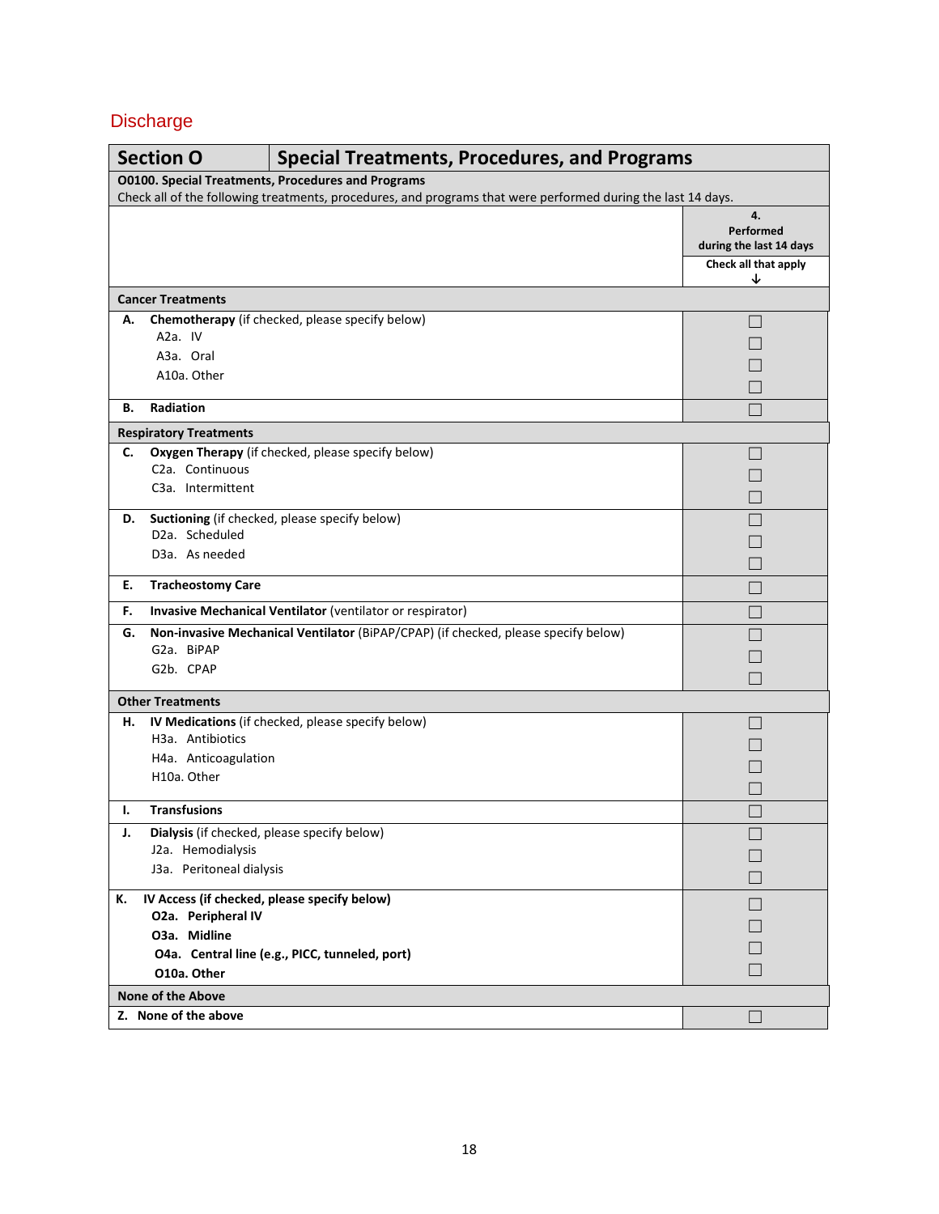## Discharge

| Section O | Special Treatments, Procedures, and Programs |
| --- | --- |

**O0100. Special Treatments, Procedures and Programs**
Check all of the following treatments, procedures, and programs that were performed during the last 14 days.

| | 4. Performed during the last 14 days<br>Check all that apply ↓ |
| --- | --- |
| **Cancer Treatments** | |
| **A. Chemotherapy** (if checked, please specify below) | ☐ |
| A2a. IV | ☐ |
| A3a. Oral | ☐ |
| A10a. Other | ☐ |
| **B. Radiation** | ☐ |
| **Respiratory Treatments** | |
| **C. Oxygen Therapy** (if checked, please specify below) | ☐ |
| C2a. Continuous | ☐ |
| C3a. Intermittent | ☐ |
| **D. Suctioning** (if checked, please specify below) | ☐ |
| D2a. Scheduled | ☐ |
| D3a. As needed | ☐ |
| **E. Tracheostomy Care** | ☐ |
| **F. Invasive Mechanical Ventilator** (ventilator or respirator) | ☐ |
| **G. Non-invasive Mechanical Ventilator** (BiPAP/CPAP) (if checked, please specify below) | ☐ |
| G2a. BiPAP | ☐ |
| G2b. CPAP | ☐ |
| **Other Treatments** | |
| **H. IV Medications** (if checked, please specify below) | ☐ |
| H3a. Antibiotics | ☐ |
| H4a. Anticoagulation | ☐ |
| H10a. Other | ☐ |
| **I. Transfusions** | ☐ |
| **J. Dialysis** (if checked, please specify below) | ☐ |
| J2a. Hemodialysis | ☐ |
| J3a. Peritoneal dialysis | ☐ |
| **K. IV Access (if checked, please specify below)** | ☐ |
| **O2a. Peripheral IV** | ☐ |
| **O3a. Midline** | ☐ |
| **O4a. Central line (e.g., PICC, tunneled, port)** | ☐ |
| **O10a. Other** | ☐ |
| **None of the Above** | |
| **Z. None of the above** | ☐ |